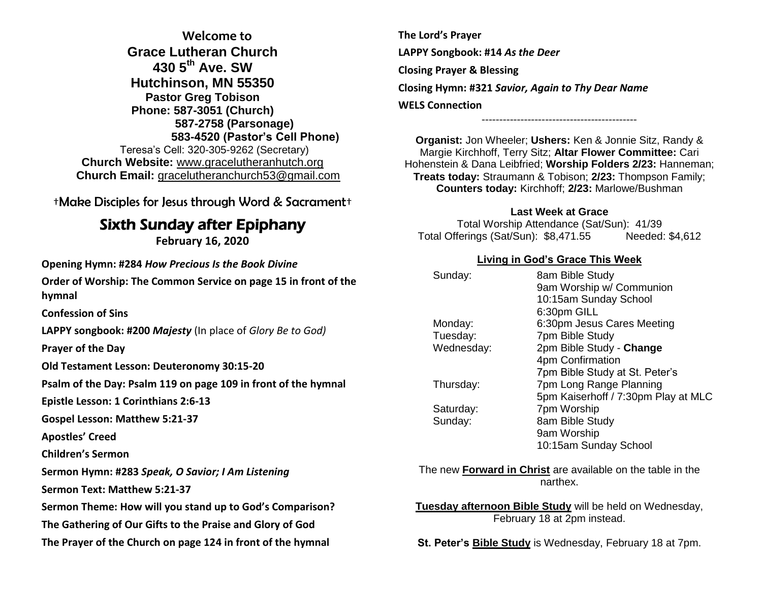**Welcome to**

# Grace Lutheran Church

**430 5th Ave. SW**

**Hutchinson, MN 55350**

**Pastor Greg Tobison**

**Phone: 587-3051 (Church)**

**587-2758 (Parsonage)**

**583-4520 (Pastor's Cell Phone)**

Teresa's Cell: 320-305-9262 (Secretary)

**Church Website:** www.gracelutheranhutch.org

**Church Email:** gracelutheranchurch53@gmail.com

†Make Disciples for Jesus through Word & Sacrament†

## Sixth Sunday after Epiphany

**February 16, 2020**

**Opening Hymn: #284** ***How Precious Is the Book Divine***

**Order of Worship: The Common Service on page 15 in front of the hymnal**

**Confession of Sins**

**LAPPY songbook: #200** ***Majesty*** (In place of *Glory Be to God)*

**Prayer of the Day**

**Old Testament Lesson: Deuteronomy 30:15-20**

**Psalm of the Day: Psalm 119 on page 109 in front of the hymnal**

**Epistle Lesson: 1 Corinthians 2:6-13**

**Gospel Lesson: Matthew 5:21-37**

**Apostles' Creed**

**Children's Sermon**

**Sermon Hymn: #283** ***Speak, O Savior; I Am Listening***

**Sermon Text: Matthew 5:21-37**

**Sermon Theme: How will you stand up to God's Comparison?**

**The Gathering of Our Gifts to the Praise and Glory of God**

**The Prayer of the Church on page 124 in front of the hymnal**

**The Lord's Prayer**

**LAPPY Songbook: #14** ***As the Deer***

**Closing Prayer & Blessing**

**Closing Hymn: #321** ***Savior, Again to Thy Dear Name***

**WELS Connection**

--------------------------------------------

**Organist:** Jon Wheeler; **Ushers:** Ken & Jonnie Sitz, Randy & Margie Kirchhoff, Terry Sitz; **Altar Flower Committee:** Cari Hohenstein & Dana Leibfried; **Worship Folders 2/23:** Hanneman; **Treats today:** Straumann & Tobison; **2/23:** Thompson Family; **Counters today:** Kirchhoff; **2/23:** Marlowe/Bushman

**Last Week at Grace**

Total Worship Attendance (Sat/Sun): 41/39

Total Offerings (Sat/Sun): $8,471.55 Needed: $4,612

### Living in God's Grace This Week

| | |
|---|---|
| Sunday: | 8am Bible Study |
| | 9am Worship w/ Communion |
| | 10:15am Sunday School |
| | 6:30pm GILL |
| Monday: | 6:30pm Jesus Cares Meeting |
| Tuesday: | 7pm Bible Study |
| Wednesday: | 2pm Bible Study - **Change** |
| | 4pm Confirmation |
| | 7pm Bible Study at St. Peter's |
| Thursday: | 7pm Long Range Planning |
| | 5pm Kaiserhoff / 7:30pm Play at MLC |
| Saturday: | 7pm Worship |
| Sunday: | 8am Bible Study |
| | 9am Worship |
| | 10:15am Sunday School |

The new **Forward in Christ** are available on the table in the narthex.

**Tuesday afternoon Bible Study** will be held on Wednesday, February 18 at 2pm instead.

**St. Peter's Bible Study** is Wednesday, February 18 at 7pm.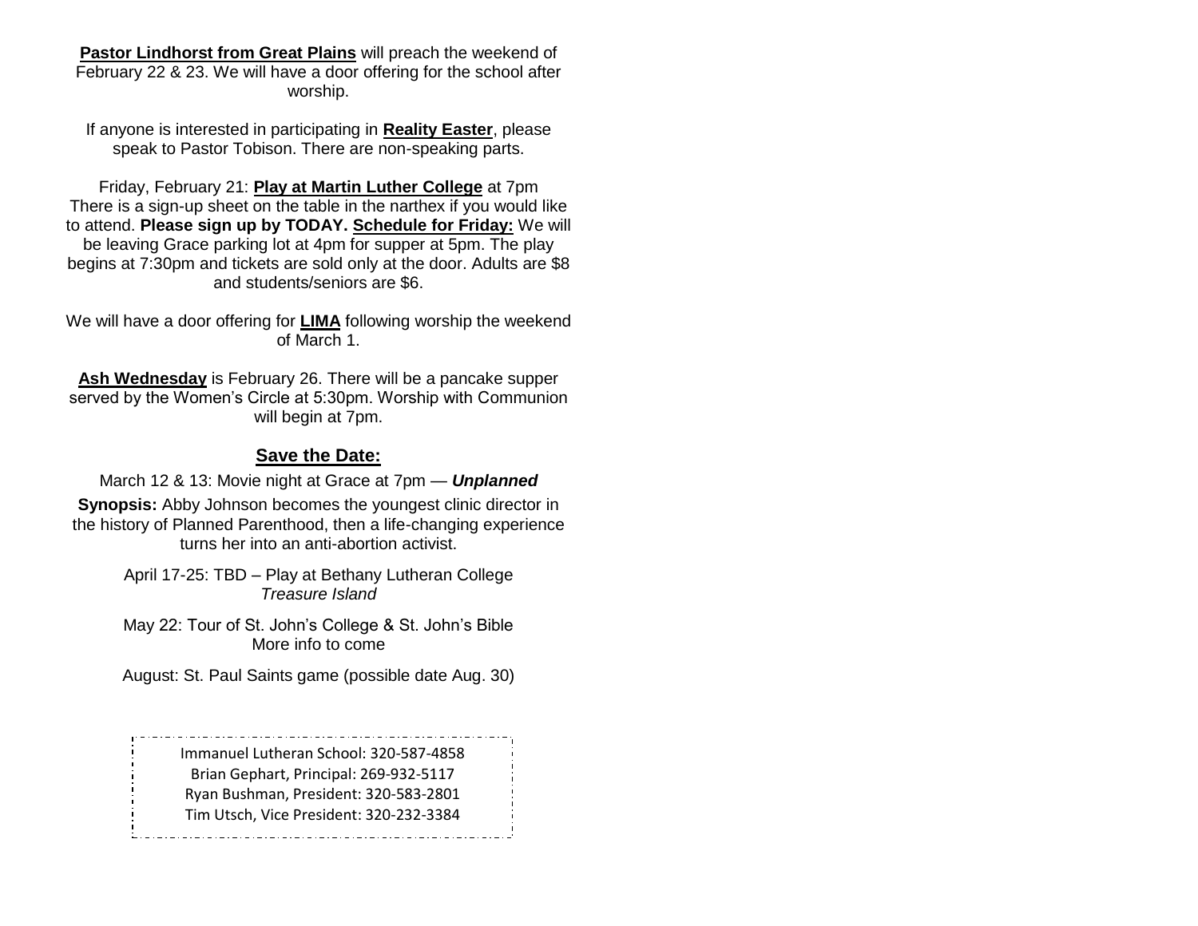**<u>Pastor Lindhorst from Great Plains</u>** will preach the weekend of February 22 & 23. We will have a door offering for the school after worship.

If anyone is interested in participating in **<u>Reality Easter</u>**, please speak to Pastor Tobison. There are non-speaking parts.

Friday, February 21: **<u>Play at Martin Luther College</u>** at 7pm
There is a sign-up sheet on the table in the narthex if you would like to attend. **Please sign up by TODAY. <u>Schedule for Friday:</u>** We will be leaving Grace parking lot at 4pm for supper at 5pm. The play begins at 7:30pm and tickets are sold only at the door. Adults are $8 and students/seniors are $6.

We will have a door offering for **<u>LIMA</u>** following worship the weekend of March 1.

**<u>Ash Wednesday</u>** is February 26. There will be a pancake supper served by the Women's Circle at 5:30pm. Worship with Communion will begin at 7pm.

## <u>Save the Date:</u>

March 12 & 13: Movie night at Grace at 7pm — ***Unplanned***

**Synopsis:** Abby Johnson becomes the youngest clinic director in the history of Planned Parenthood, then a life-changing experience turns her into an anti-abortion activist.

April 17-25: TBD – Play at Bethany Lutheran College
*Treasure Island*

May 22: Tour of St. John's College & St. John's Bible
More info to come

August: St. Paul Saints game (possible date Aug. 30)

Immanuel Lutheran School: 320-587-4858
Brian Gephart, Principal: 269-932-5117
Ryan Bushman, President: 320-583-2801
Tim Utsch, Vice President: 320-232-3384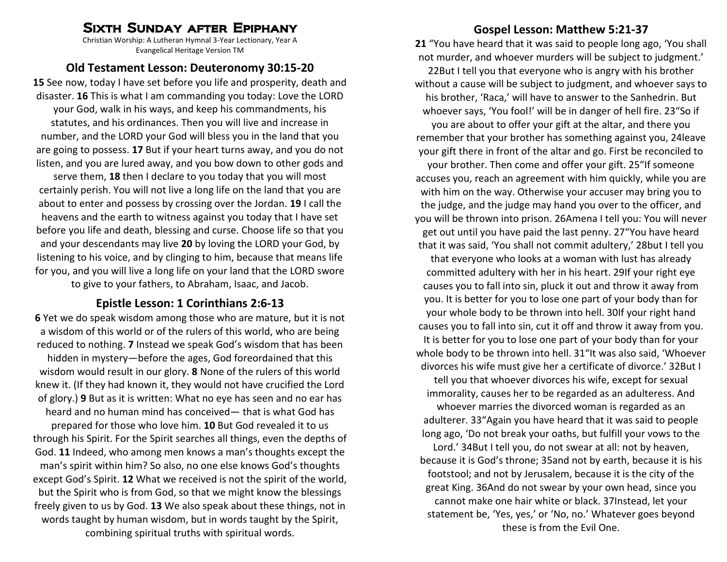# Sixth Sunday after Epiphany

Christian Worship: A Lutheran Hymnal 3-Year Lectionary, Year A
Evangelical Heritage Version TM

## Old Testament Lesson: Deuteronomy 30:15-20

**15** See now, today I have set before you life and prosperity, death and disaster. **16** This is what I am commanding you today: Love the LORD your God, walk in his ways, and keep his commandments, his statutes, and his ordinances. Then you will live and increase in number, and the LORD your God will bless you in the land that you are going to possess. **17** But if your heart turns away, and you do not listen, and you are lured away, and you bow down to other gods and serve them, **18** then I declare to you today that you will most certainly perish. You will not live a long life on the land that you are about to enter and possess by crossing over the Jordan. **19** I call the heavens and the earth to witness against you today that I have set before you life and death, blessing and curse. Choose life so that you and your descendants may live **20** by loving the LORD your God, by listening to his voice, and by clinging to him, because that means life for you, and you will live a long life on your land that the LORD swore to give to your fathers, to Abraham, Isaac, and Jacob.

## Epistle Lesson: 1 Corinthians 2:6-13

**6** Yet we do speak wisdom among those who are mature, but it is not a wisdom of this world or of the rulers of this world, who are being reduced to nothing. **7** Instead we speak God's wisdom that has been hidden in mystery—before the ages, God foreordained that this wisdom would result in our glory. **8** None of the rulers of this world knew it. (If they had known it, they would not have crucified the Lord of glory.) **9** But as it is written: What no eye has seen and no ear has heard and no human mind has conceived— that is what God has prepared for those who love him. **10** But God revealed it to us through his Spirit. For the Spirit searches all things, even the depths of God. **11** Indeed, who among men knows a man's thoughts except the man's spirit within him? So also, no one else knows God's thoughts except God's Spirit. **12** What we received is not the spirit of the world, but the Spirit who is from God, so that we might know the blessings freely given to us by God. **13** We also speak about these things, not in words taught by human wisdom, but in words taught by the Spirit, combining spiritual truths with spiritual words.

## Gospel Lesson: Matthew 5:21-37

**21** "You have heard that it was said to people long ago, 'You shall not murder, and whoever murders will be subject to judgment.' 22But I tell you that everyone who is angry with his brother without a cause will be subject to judgment, and whoever says to his brother, 'Raca,' will have to answer to the Sanhedrin. But whoever says, 'You fool!' will be in danger of hell fire. 23"So if you are about to offer your gift at the altar, and there you remember that your brother has something against you, 24leave your gift there in front of the altar and go. First be reconciled to your brother. Then come and offer your gift. 25"If someone accuses you, reach an agreement with him quickly, while you are with him on the way. Otherwise your accuser may bring you to the judge, and the judge may hand you over to the officer, and you will be thrown into prison. 26Amena I tell you: You will never get out until you have paid the last penny. 27"You have heard that it was said, 'You shall not commit adultery,' 28but I tell you that everyone who looks at a woman with lust has already committed adultery with her in his heart. 29If your right eye causes you to fall into sin, pluck it out and throw it away from you. It is better for you to lose one part of your body than for your whole body to be thrown into hell. 30If your right hand causes you to fall into sin, cut it off and throw it away from you. It is better for you to lose one part of your body than for your whole body to be thrown into hell. 31"It was also said, 'Whoever divorces his wife must give her a certificate of divorce.' 32But I tell you that whoever divorces his wife, except for sexual immorality, causes her to be regarded as an adulteress. And whoever marries the divorced woman is regarded as an adulterer. 33"Again you have heard that it was said to people long ago, 'Do not break your oaths, but fulfill your vows to the Lord.' 34But I tell you, do not swear at all: not by heaven, because it is God's throne; 35and not by earth, because it is his footstool; and not by Jerusalem, because it is the city of the great King. 36And do not swear by your own head, since you cannot make one hair white or black. 37Instead, let your statement be, 'Yes, yes,' or 'No, no.' Whatever goes beyond these is from the Evil One.